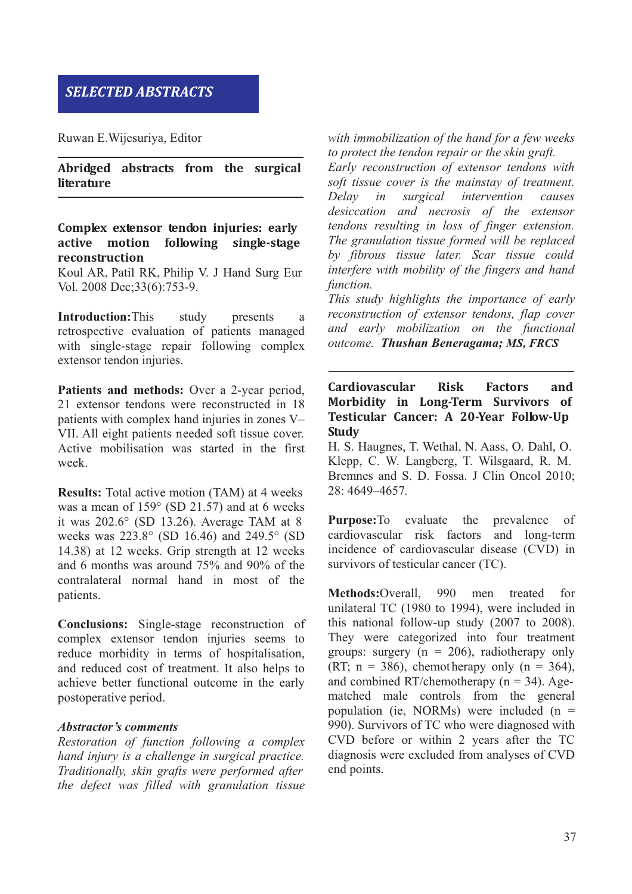## SELECTED ABSTRACTS

Ruwan E.Wijesuriya, Editor

**Abridged abstracts from the surgical literature**

### Complex extensor tendon injuries: early active motion following single-stage reconstruction

Koul AR, Patil RK, Philip V. J Hand Surg Eur Vol. 2008 Dec;33(6):753-9.

**Introduction:** This study presents a retrospective evaluation of patients managed with single-stage repair following complex extensor tendon injuries.

**Patients and methods:** Over a 2-year period, 21 extensor tendons were reconstructed in 18 patients with complex hand injuries in zones V–VII. All eight patients needed soft tissue cover. Active mobilisation was started in the first week.

**Results:** Total active motion (TAM) at 4 weeks was a mean of 159° (SD 21.57) and at 6 weeks it was 202.6° (SD 13.26). Average TAM at 8 weeks was 223.8° (SD 16.46) and 249.5° (SD 14.38) at 12 weeks. Grip strength at 12 weeks and 6 months was around 75% and 90% of the contralateral normal hand in most of the patients.

**Conclusions:** Single-stage reconstruction of complex extensor tendon injuries seems to reduce morbidity in terms of hospitalisation, and reduced cost of treatment. It also helps to achieve better functional outcome in the early postoperative period.

***Abstractor's comments***

*Restoration of function following a complex hand injury is a challenge in surgical practice. Traditionally, skin grafts were performed after the defect was filled with granulation tissue with immobilization of the hand for a few weeks to protect the tendon repair or the skin graft.*

*Early reconstruction of extensor tendons with soft tissue cover is the mainstay of treatment. Delay in surgical intervention causes desiccation and necrosis of the extensor tendons resulting in loss of finger extension. The granulation tissue formed will be replaced by fibrous tissue later. Scar tissue could interfere with mobility of the fingers and hand function.*

*This study highlights the importance of early reconstruction of extensor tendons, flap cover and early mobilization on the functional outcome.* ***Thushan Beneragama; MS, FRCS***

### Cardiovascular Risk Factors and Morbidity in Long-Term Survivors of Testicular Cancer: A 20-Year Follow-Up Study

H. S. Haugnes, T. Wethal, N. Aass, O. Dahl, O. Klepp, C. W. Langberg, T. Wilsgaard, R. M. Bremnes and S. D. Fossa. J Clin Oncol 2010; 28: 4649–4657.

**Purpose:** To evaluate the prevalence of cardiovascular risk factors and long-term incidence of cardiovascular disease (CVD) in survivors of testicular cancer (TC).

**Methods:** Overall, 990 men treated for unilateral TC (1980 to 1994), were included in this national follow-up study (2007 to 2008). They were categorized into four treatment groups: surgery (n = 206), radiotherapy only (RT; n = 386), chemotherapy only (n = 364), and combined RT/chemotherapy (n = 34). Age-matched male controls from the general population (ie, NORMs) were included (n = 990). Survivors of TC who were diagnosed with CVD before or within 2 years after the TC diagnosis were excluded from analyses of CVD end points.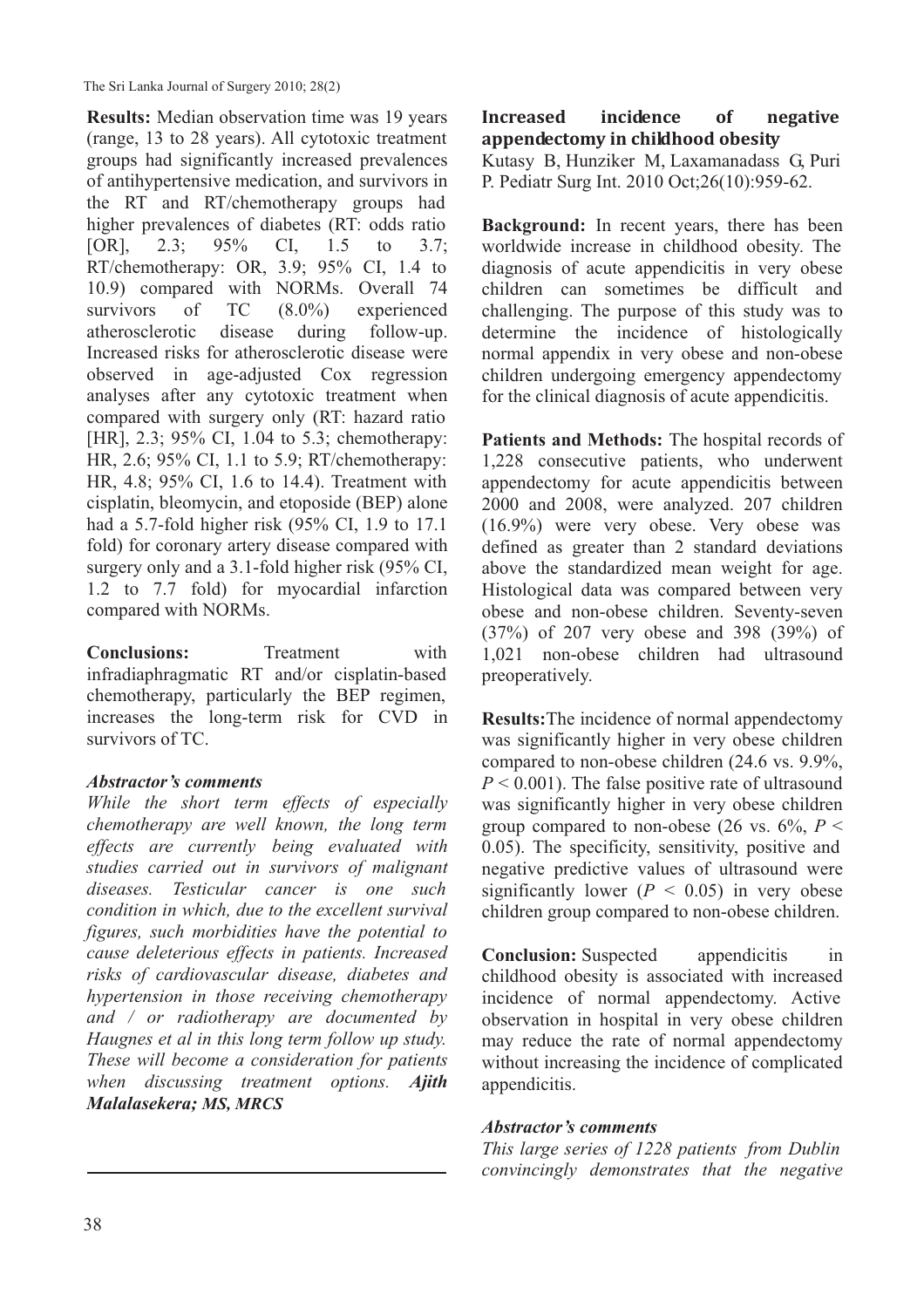**Results:** Median observation time was 19 years (range, 13 to 28 years). All cytotoxic treatment groups had significantly increased prevalences of antihypertensive medication, and survivors in the RT and RT/chemotherapy groups had higher prevalences of diabetes (RT: odds ratio [OR], 2.3; 95% CI, 1.5 to 3.7; RT/chemotherapy: OR, 3.9; 95% CI, 1.4 to 10.9) compared with NORMs. Overall 74 survivors of TC (8.0%) experienced atherosclerotic disease during follow-up. Increased risks for atherosclerotic disease were observed in age-adjusted Cox regression analyses after any cytotoxic treatment when compared with surgery only (RT: hazard ratio [HR], 2.3; 95% CI, 1.04 to 5.3; chemotherapy: HR, 2.6; 95% CI, 1.1 to 5.9; RT/chemotherapy: HR, 4.8; 95% CI, 1.6 to 14.4). Treatment with cisplatin, bleomycin, and etoposide (BEP) alone had a 5.7-fold higher risk (95% CI, 1.9 to 17.1 fold) for coronary artery disease compared with surgery only and a 3.1-fold higher risk (95% CI, 1.2 to 7.7 fold) for myocardial infarction compared with NORMs.

**Conclusions:** Treatment with infradiaphragmatic RT and/or cisplatin-based chemotherapy, particularly the BEP regimen, increases the long-term risk for CVD in survivors of TC.

***Abstractor's comments***

*While the short term effects of especially chemotherapy are well known, the long term effects are currently being evaluated with studies carried out in survivors of malignant diseases. Testicular cancer is one such condition in which, due to the excellent survival figures, such morbidities have the potential to cause deleterious effects in patients. Increased risks of cardiovascular disease, diabetes and hypertension in those receiving chemotherapy and / or radiotherapy are documented by Haugnes et al in this long term follow up study. These will become a consideration for patients when discussing treatment options.* ***Ajith Malalasekera; MS, MRCS***

## Increased incidence of negative appendectomy in childhood obesity

Kutasy B, Hunziker M, Laxamanadass G, Puri P. Pediatr Surg Int. 2010 Oct;26(10):959-62.

**Background:** In recent years, there has been worldwide increase in childhood obesity. The diagnosis of acute appendicitis in very obese children can sometimes be difficult and challenging. The purpose of this study was to determine the incidence of histologically normal appendix in very obese and non-obese children undergoing emergency appendectomy for the clinical diagnosis of acute appendicitis.

**Patients and Methods:** The hospital records of 1,228 consecutive patients, who underwent appendectomy for acute appendicitis between 2000 and 2008, were analyzed. 207 children (16.9%) were very obese. Very obese was defined as greater than 2 standard deviations above the standardized mean weight for age. Histological data was compared between very obese and non-obese children. Seventy-seven (37%) of 207 very obese and 398 (39%) of 1,021 non-obese children had ultrasound preoperatively.

**Results:** The incidence of normal appendectomy was significantly higher in very obese children compared to non-obese children (24.6 vs. 9.9%, $P < 0.001$). The false positive rate of ultrasound was significantly higher in very obese children group compared to non-obese (26 vs. 6%, $P < 0.05$). The specificity, sensitivity, positive and negative predictive values of ultrasound were significantly lower ($P < 0.05$) in very obese children group compared to non-obese children.

**Conclusion:** Suspected appendicitis in childhood obesity is associated with increased incidence of normal appendectomy. Active observation in hospital in very obese children may reduce the rate of normal appendectomy without increasing the incidence of complicated appendicitis.

***Abstractor's comments***

*This large series of 1228 patients from Dublin convincingly demonstrates that the negative*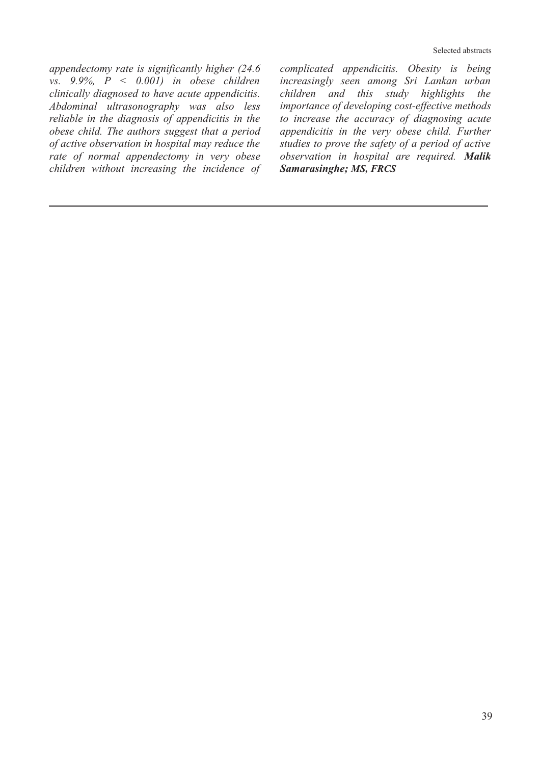*appendectomy rate is significantly higher (24.6 vs. 9.9%, $P < 0.001$) in obese children clinically diagnosed to have acute appendicitis. Abdominal ultrasonography was also less reliable in the diagnosis of appendicitis in the obese child. The authors suggest that a period of active observation in hospital may reduce the rate of normal appendectomy in very obese children without increasing the incidence of complicated appendicitis. Obesity is being increasingly seen among Sri Lankan urban children and this study highlights the importance of developing cost-effective methods to increase the accuracy of diagnosing acute appendicitis in the very obese child. Further studies to prove the safety of a period of active observation in hospital are required.* ***Malik Samarasinghe; MS, FRCS***